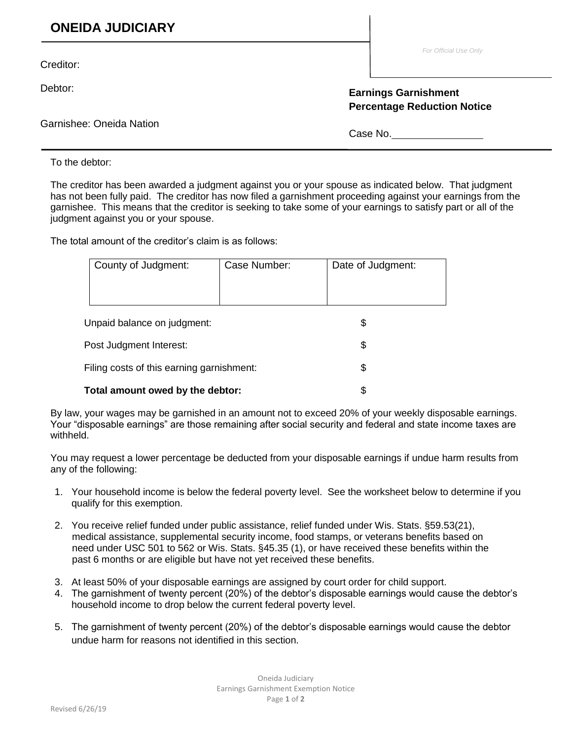# ONEIDA JUDICIARY

*For Official Use Only*

Creditor:

Debtor:

Garnishee: Oneida Nation

**Earnings Garnishment Percentage Reduction Notice**

Case No.________________

To the debtor:

The creditor has been awarded a judgment against you or your spouse as indicated below. That judgment has not been fully paid. The creditor has now filed a garnishment proceeding against your earnings from the garnishee. This means that the creditor is seeking to take some of your earnings to satisfy part or all of the judgment against you or your spouse.

The total amount of the creditor's claim is as follows:

| County of Judgment: | Case Number: | Date of Judgment: |
|---|---|---|
| | | |

| | |
|---|---|
| Unpaid balance on judgment: | $ |
| Post Judgment Interest: | $ |
| Filing costs of this earning garnishment: | $ |
| **Total amount owed by the debtor:** | $ |

By law, your wages may be garnished in an amount not to exceed 20% of your weekly disposable earnings. Your "disposable earnings" are those remaining after social security and federal and state income taxes are withheld.

You may request a lower percentage be deducted from your disposable earnings if undue harm results from any of the following:

1. Your household income is below the federal poverty level. See the worksheet below to determine if you qualify for this exemption.
2. You receive relief funded under public assistance, relief funded under Wis. Stats. §59.53(21), medical assistance, supplemental security income, food stamps, or veterans benefits based on need under USC 501 to 562 or Wis. Stats. §45.35 (1), or have received these benefits within the past 6 months or are eligible but have not yet received these benefits.
3. At least 50% of your disposable earnings are assigned by court order for child support.
4. The garnishment of twenty percent (20%) of the debtor's disposable earnings would cause the debtor's household income to drop below the current federal poverty level.
5. The garnishment of twenty percent (20%) of the debtor's disposable earnings would cause the debtor undue harm for reasons not identified in this section.

Revised 6/26/19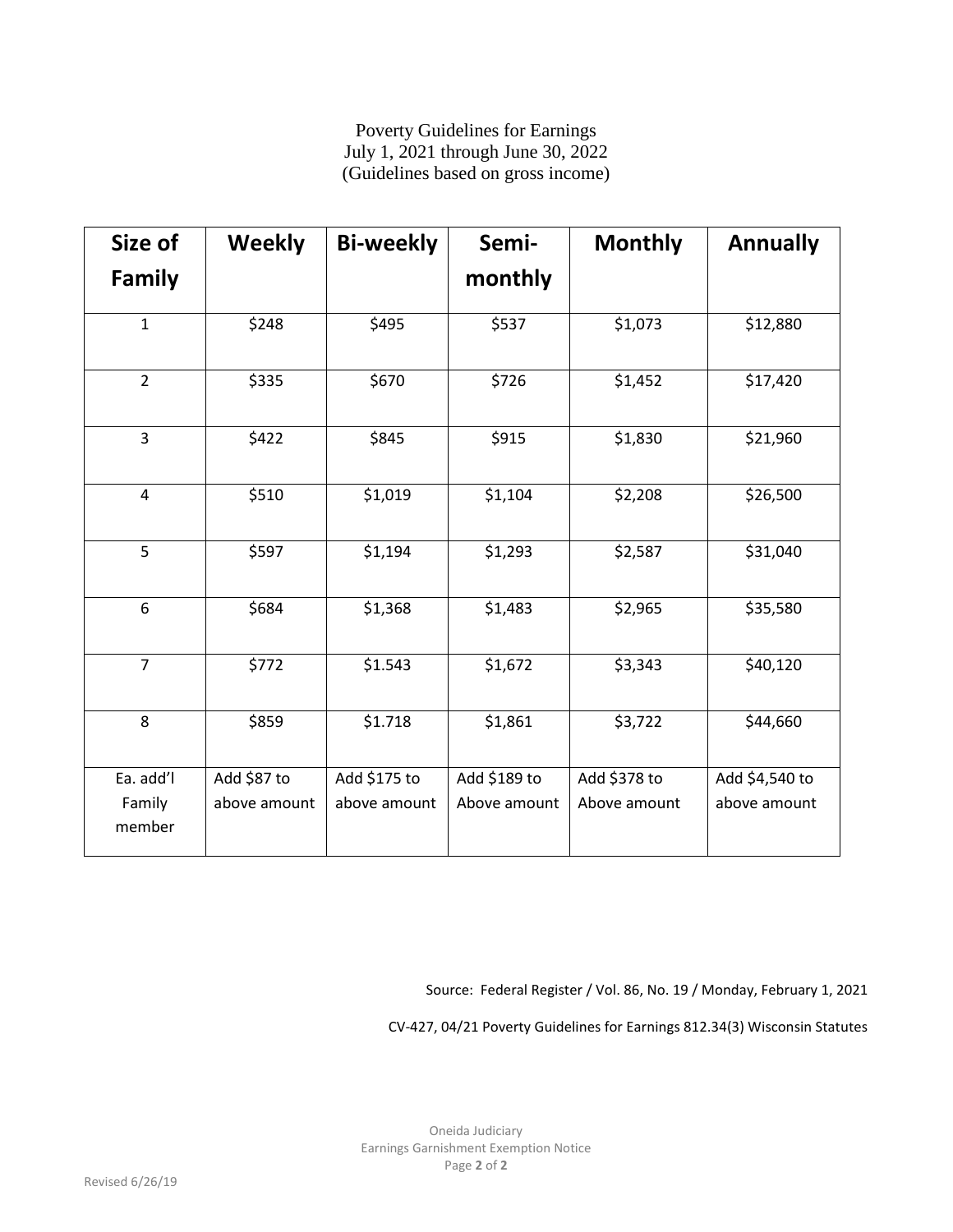Poverty Guidelines for Earnings
July 1, 2021 through June 30, 2022
(Guidelines based on gross income)

| Size of Family | Weekly | Bi-weekly | Semi-monthly | Monthly | Annually |
|---|---|---|---|---|---|
| 1 | $248 | $495 | $537 | $1,073 | $12,880 |
| 2 | $335 | $670 | $726 | $1,452 | $17,420 |
| 3 | $422 | $845 | $915 | $1,830 | $21,960 |
| 4 | $510 | $1,019 | $1,104 | $2,208 | $26,500 |
| 5 | $597 | $1,194 | $1,293 | $2,587 | $31,040 |
| 6 | $684 | $1,368 | $1,483 | $2,965 | $35,580 |
| 7 | $772 | $1.543 | $1,672 | $3,343 | $40,120 |
| 8 | $859 | $1.718 | $1,861 | $3,722 | $44,660 |
| Ea. add'l Family member | Add $87 to above amount | Add $175 to above amount | Add $189 to Above amount | Add $378 to Above amount | Add $4,540 to above amount |

Source: Federal Register / Vol. 86, No. 19 / Monday, February 1, 2021

CV-427, 04/21 Poverty Guidelines for Earnings 812.34(3) Wisconsin Statutes